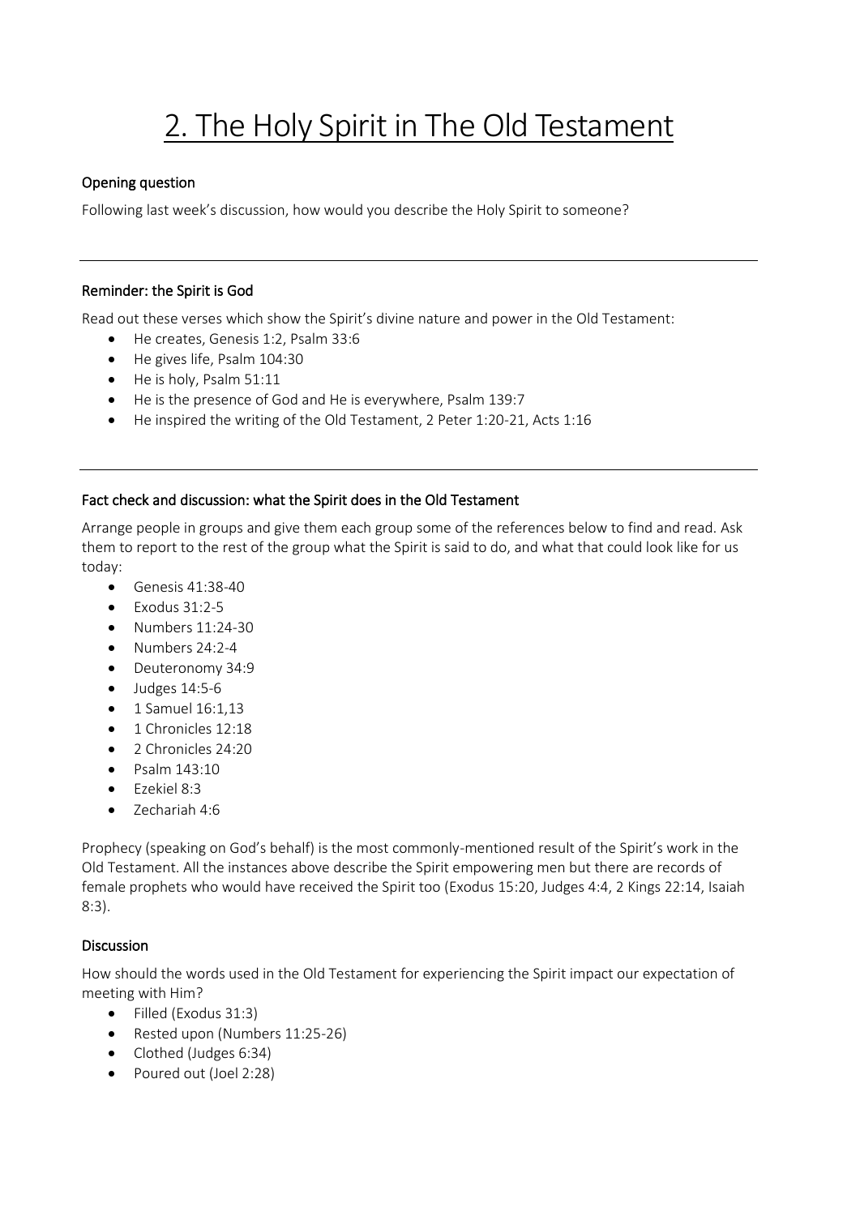# 2. The Holy Spirit in The Old Testament

### Opening question

Following last week's discussion, how would you describe the Holy Spirit to someone?

---

### Reminder: the Spirit is God

Read out these verses which show the Spirit's divine nature and power in the Old Testament:

- He creates, Genesis 1:2, Psalm 33:6
- He gives life, Psalm 104:30
- He is holy, Psalm 51:11
- He is the presence of God and He is everywhere, Psalm 139:7
- He inspired the writing of the Old Testament, 2 Peter 1:20-21, Acts 1:16

---

### Fact check and discussion: what the Spirit does in the Old Testament

Arrange people in groups and give them each group some of the references below to find and read. Ask them to report to the rest of the group what the Spirit is said to do, and what that could look like for us today:

- Genesis 41:38-40
- Exodus 31:2-5
- Numbers 11:24-30
- Numbers 24:2-4
- Deuteronomy 34:9
- Judges 14:5-6
- 1 Samuel 16:1,13
- 1 Chronicles 12:18
- 2 Chronicles 24:20
- Psalm 143:10
- Ezekiel 8:3
- Zechariah 4:6

Prophecy (speaking on God's behalf) is the most commonly-mentioned result of the Spirit's work in the Old Testament. All the instances above describe the Spirit empowering men but there are records of female prophets who would have received the Spirit too (Exodus 15:20, Judges 4:4, 2 Kings 22:14, Isaiah 8:3).

### Discussion

How should the words used in the Old Testament for experiencing the Spirit impact our expectation of meeting with Him?

- Filled (Exodus 31:3)
- Rested upon (Numbers 11:25-26)
- Clothed (Judges 6:34)
- Poured out (Joel 2:28)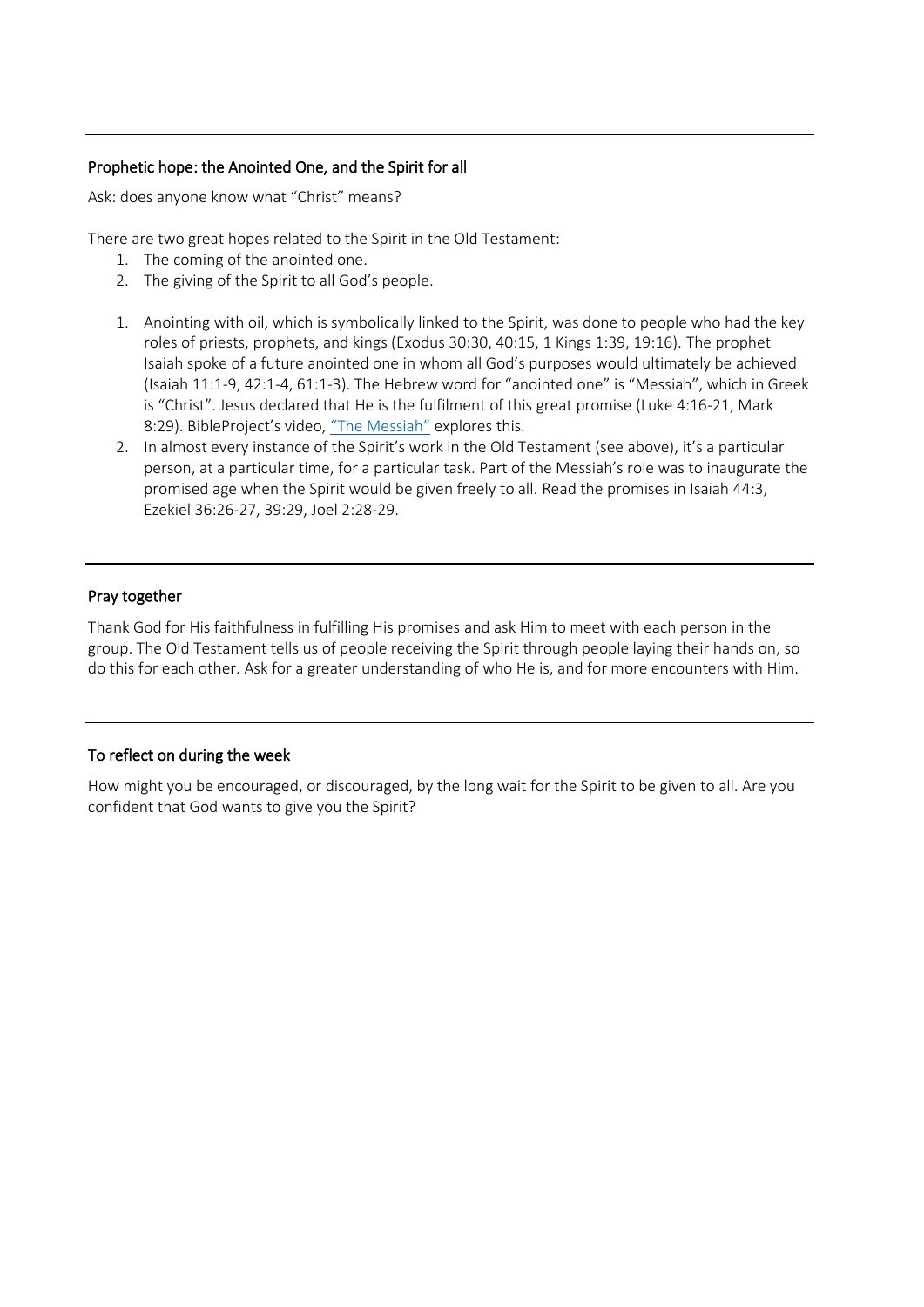## Prophetic hope: the Anointed One, and the Spirit for all

Ask: does anyone know what "Christ" means?

There are two great hopes related to the Spirit in the Old Testament:

1. The coming of the anointed one.
2. The giving of the Spirit to all God's people.

1. Anointing with oil, which is symbolically linked to the Spirit, was done to people who had the key roles of priests, prophets, and kings (Exodus 30:30, 40:15, 1 Kings 1:39, 19:16). The prophet Isaiah spoke of a future anointed one in whom all God's purposes would ultimately be achieved (Isaiah 11:1-9, 42:1-4, 61:1-3). The Hebrew word for "anointed one" is "Messiah", which in Greek is "Christ". Jesus declared that He is the fulfilment of this great promise (Luke 4:16-21, Mark 8:29). BibleProject's video, "The Messiah" explores this.
2. In almost every instance of the Spirit's work in the Old Testament (see above), it's a particular person, at a particular time, for a particular task. Part of the Messiah's role was to inaugurate the promised age when the Spirit would be given freely to all. Read the promises in Isaiah 44:3, Ezekiel 36:26-27, 39:29, Joel 2:28-29.

## Pray together

Thank God for His faithfulness in fulfilling His promises and ask Him to meet with each person in the group. The Old Testament tells us of people receiving the Spirit through people laying their hands on, so do this for each other. Ask for a greater understanding of who He is, and for more encounters with Him.

## To reflect on during the week

How might you be encouraged, or discouraged, by the long wait for the Spirit to be given to all. Are you confident that God wants to give you the Spirit?